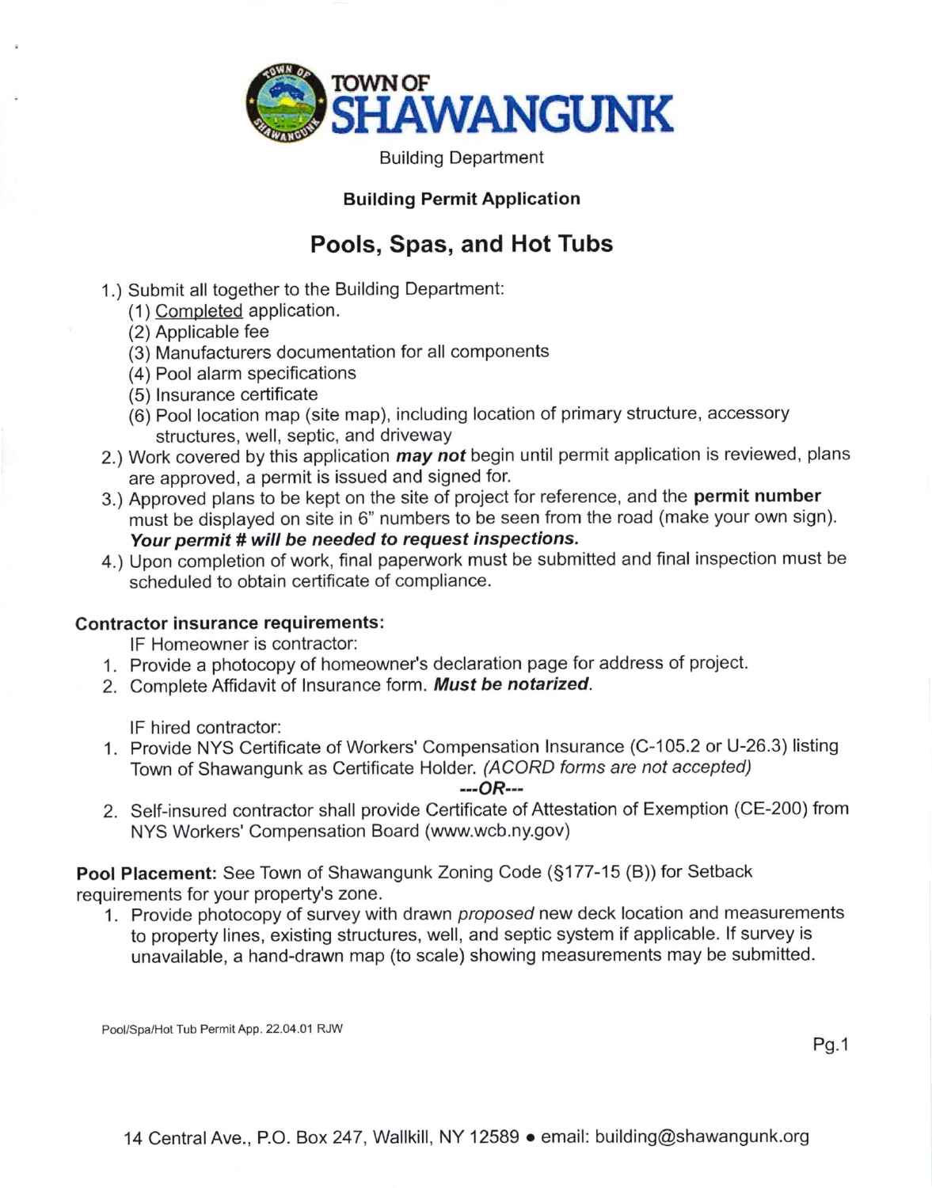# TOWN OF SHAWANGUNK

Building Department

**Building Permit Application**

## Pools, Spas, and Hot Tubs

1.) Submit all together to the Building Department:
   (1) <u>Completed</u> application.
   (2) Applicable fee
   (3) Manufacturers documentation for all components
   (4) Pool alarm specifications
   (5) Insurance certificate
   (6) Pool location map (site map), including location of primary structure, accessory structures, well, septic, and driveway
2.) Work covered by this application ***may not*** begin until permit application is reviewed, plans are approved, a permit is issued and signed for.
3.) Approved plans to be kept on the site of project for reference, and the **permit number** must be displayed on site in 6" numbers to be seen from the road (make your own sign). ***Your permit # will be needed to request inspections.***
4.) Upon completion of work, final paperwork must be submitted and final inspection must be scheduled to obtain certificate of compliance.

**Contractor insurance requirements:**

IF Homeowner is contractor:

1. Provide a photocopy of homeowner's declaration page for address of project.
2. Complete Affidavit of Insurance form. ***Must be notarized.***

IF hired contractor:

1. Provide NYS Certificate of Workers' Compensation Insurance (C-105.2 or U-26.3) listing Town of Shawangunk as Certificate Holder. *(ACORD forms are not accepted)*

   ***---OR---***

2. Self-insured contractor shall provide Certificate of Attestation of Exemption (CE-200) from NYS Workers' Compensation Board (www.wcb.ny.gov)

**Pool Placement:** See Town of Shawangunk Zoning Code (§177-15 (B)) for Setback requirements for your property's zone.

1. Provide photocopy of survey with drawn *proposed* new deck location and measurements to property lines, existing structures, well, and septic system if applicable. If survey is unavailable, a hand-drawn map (to scale) showing measurements may be submitted.

Pool/Spa/Hot Tub Permit App. 22.04.01 RJW

14 Central Ave., P.O. Box 247, Wallkill, NY 12589 • email: building@shawangunk.org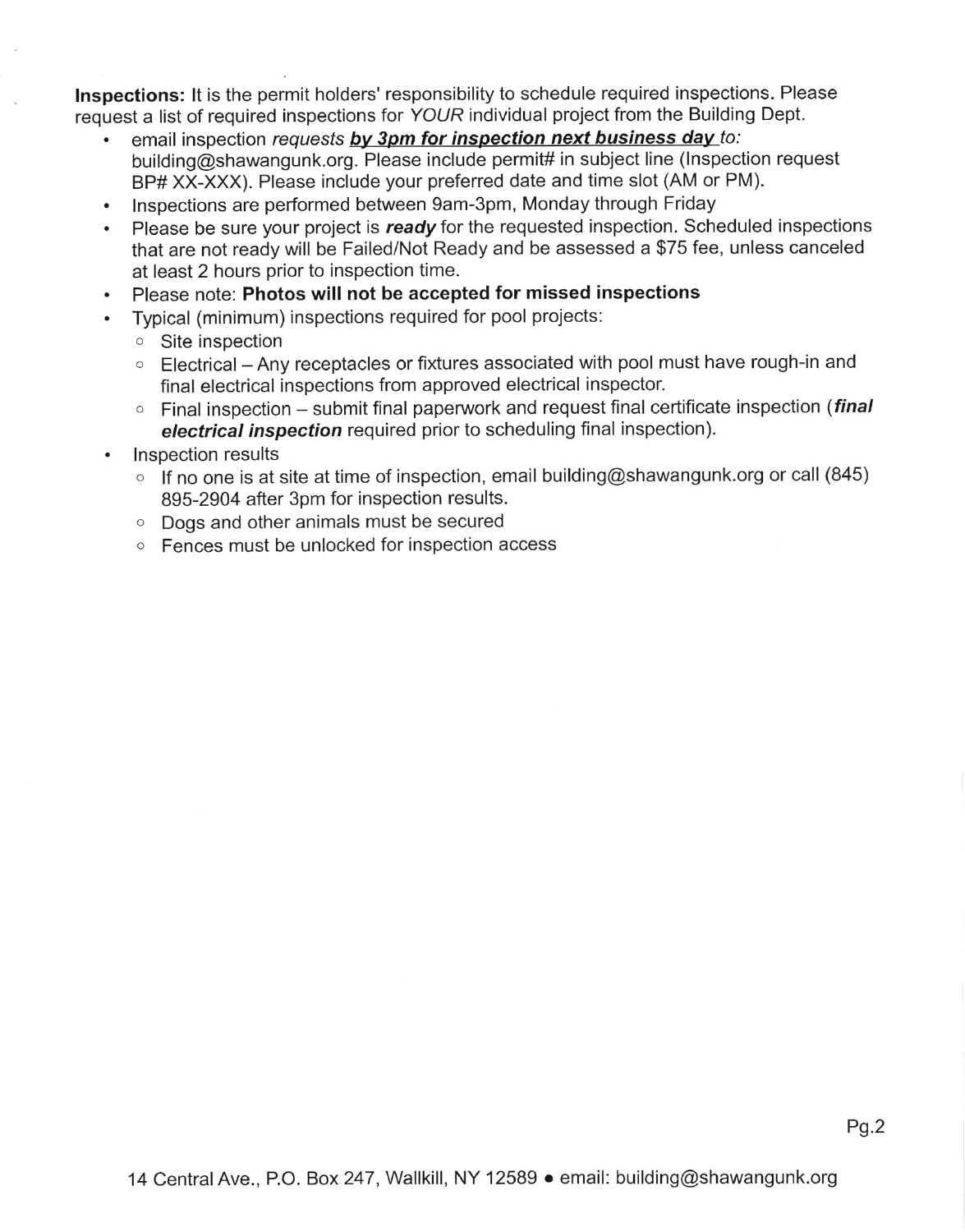**Inspections:** It is the permit holders' responsibility to schedule required inspections. Please request a list of required inspections for *YOUR* individual project from the Building Dept.

- email inspection *requests* ***by 3pm for inspection next business day*** *to:* building@shawangunk.org. Please include permit# in subject line (Inspection request BP# XX-XXX). Please include your preferred date and time slot (AM or PM).
- Inspections are performed between 9am-3pm, Monday through Friday
- Please be sure your project is ***ready*** for the requested inspection. Scheduled inspections that are not ready will be Failed/Not Ready and be assessed a $75 fee, unless canceled at least 2 hours prior to inspection time.
- Please note: **Photos will not be accepted for missed inspections**
- Typical (minimum) inspections required for pool projects:
  - Site inspection
  - Electrical – Any receptacles or fixtures associated with pool must have rough-in and final electrical inspections from approved electrical inspector.
  - Final inspection – submit final paperwork and request final certificate inspection (***final electrical inspection*** required prior to scheduling final inspection).
- Inspection results
  - If no one is at site at time of inspection, email building@shawangunk.org or call (845) 895-2904 after 3pm for inspection results.
  - Dogs and other animals must be secured
  - Fences must be unlocked for inspection access

14 Central Ave., P.O. Box 247, Wallkill, NY 12589 • email: building@shawangunk.org